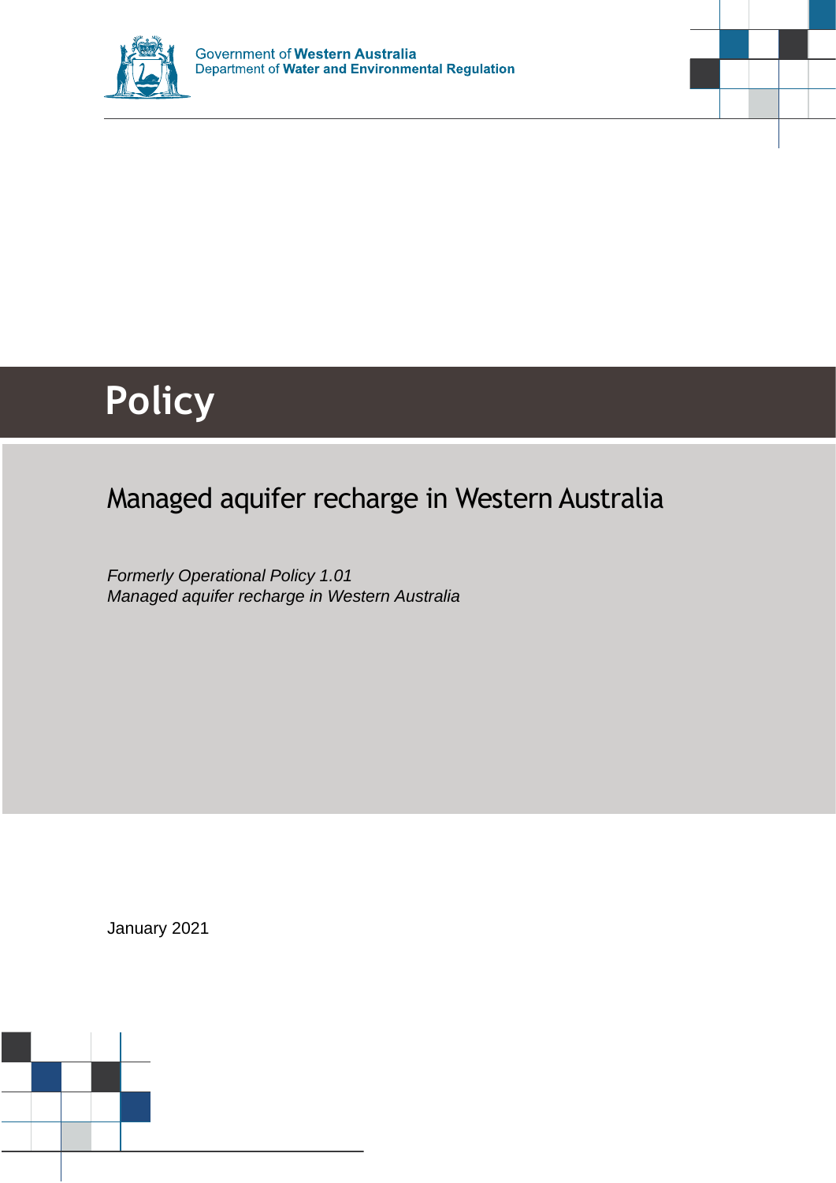Government of **Western Australia**
Department of **Water and Environmental Regulation**

# Policy

## Managed aquifer recharge in Western Australia

*Formerly Operational Policy 1.01*
*Managed aquifer recharge in Western Australia*

January 2021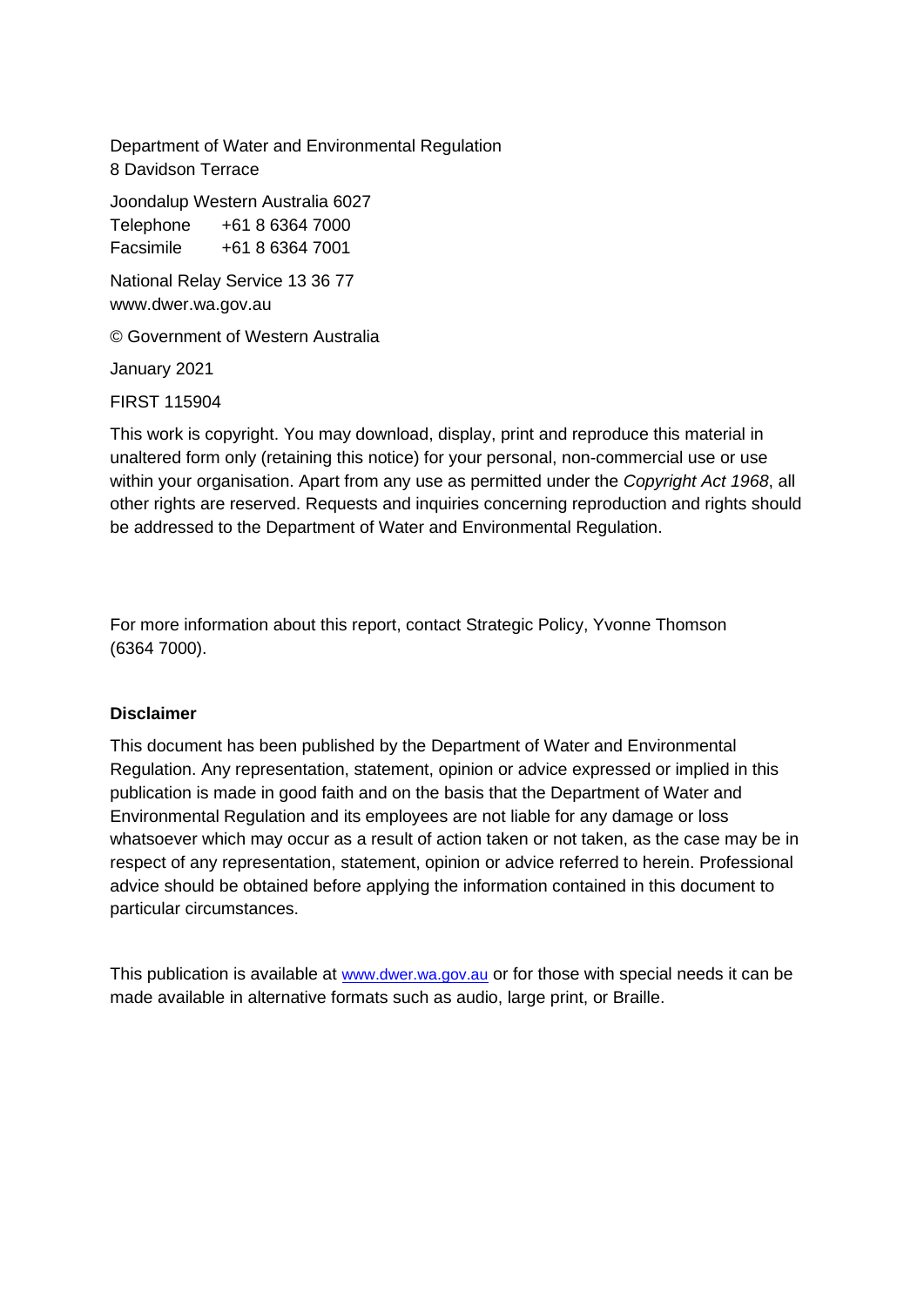Department of Water and Environmental Regulation
8 Davidson Terrace

Joondalup Western Australia 6027
Telephone +61 8 6364 7000
Facsimile +61 8 6364 7001

National Relay Service 13 36 77
www.dwer.wa.gov.au

© Government of Western Australia

January 2021

FIRST 115904

This work is copyright. You may download, display, print and reproduce this material in unaltered form only (retaining this notice) for your personal, non-commercial use or use within your organisation. Apart from any use as permitted under the *Copyright Act 1968*, all other rights are reserved. Requests and inquiries concerning reproduction and rights should be addressed to the Department of Water and Environmental Regulation.

For more information about this report, contact Strategic Policy, Yvonne Thomson (6364 7000).

**Disclaimer**

This document has been published by the Department of Water and Environmental Regulation. Any representation, statement, opinion or advice expressed or implied in this publication is made in good faith and on the basis that the Department of Water and Environmental Regulation and its employees are not liable for any damage or loss whatsoever which may occur as a result of action taken or not taken, as the case may be in respect of any representation, statement, opinion or advice referred to herein. Professional advice should be obtained before applying the information contained in this document to particular circumstances.

This publication is available at www.dwer.wa.gov.au or for those with special needs it can be made available in alternative formats such as audio, large print, or Braille.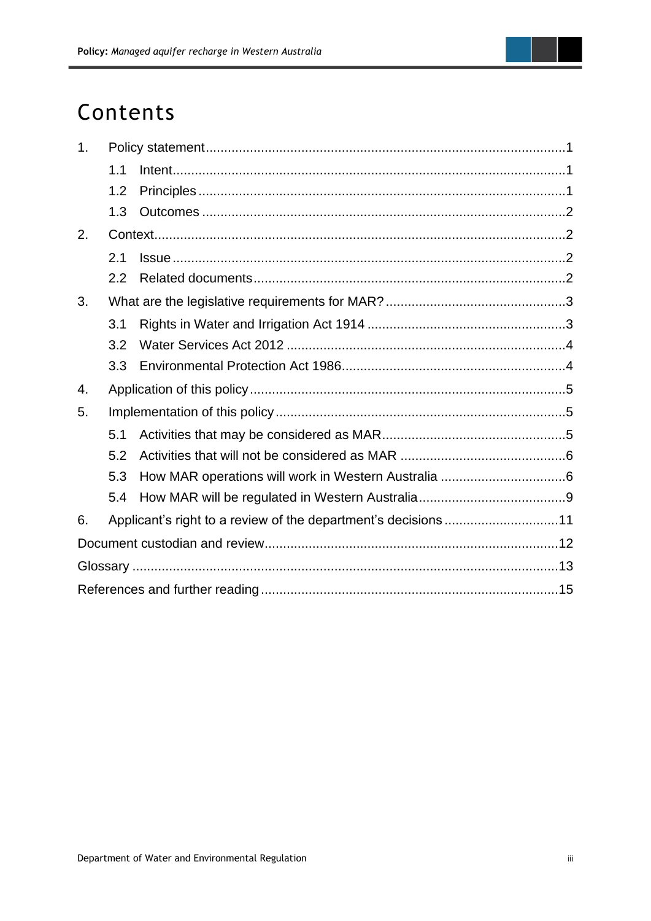# Contents

1. Policy statement ..... 1
   - 1.1 Intent ..... 1
   - 1.2 Principles ..... 1
   - 1.3 Outcomes ..... 2
2. Context ..... 2
   - 2.1 Issue ..... 2
   - 2.2 Related documents ..... 2
3. What are the legislative requirements for MAR? ..... 3
   - 3.1 Rights in Water and Irrigation Act 1914 ..... 3
   - 3.2 Water Services Act 2012 ..... 4
   - 3.3 Environmental Protection Act 1986 ..... 4
4. Application of this policy ..... 5
5. Implementation of this policy ..... 5
   - 5.1 Activities that may be considered as MAR ..... 5
   - 5.2 Activities that will not be considered as MAR ..... 6
   - 5.3 How MAR operations will work in Western Australia ..... 6
   - 5.4 How MAR will be regulated in Western Australia ..... 9
6. Applicant's right to a review of the department's decisions ..... 11

Document custodian and review ..... 12

Glossary ..... 13

References and further reading ..... 15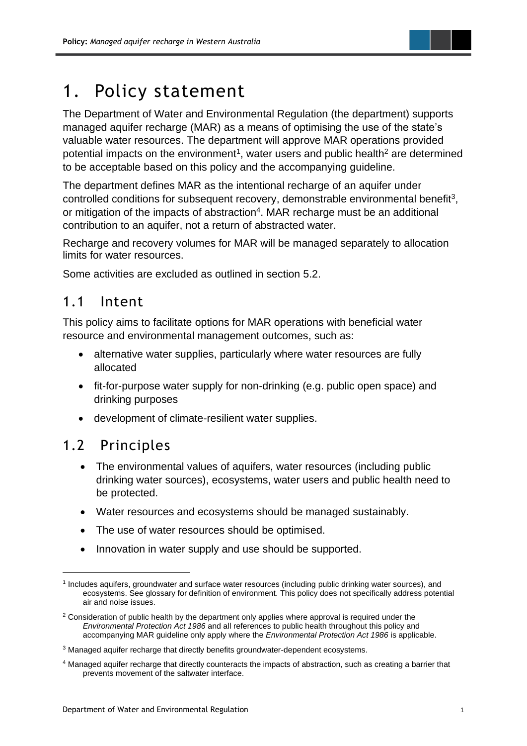# 1. Policy statement

The Department of Water and Environmental Regulation (the department) supports managed aquifer recharge (MAR) as a means of optimising the use of the state's valuable water resources. The department will approve MAR operations provided potential impacts on the environment[1], water users and public health[2] are determined to be acceptable based on this policy and the accompanying guideline.

The department defines MAR as the intentional recharge of an aquifer under controlled conditions for subsequent recovery, demonstrable environmental benefit[3], or mitigation of the impacts of abstraction[4]. MAR recharge must be an additional contribution to an aquifer, not a return of abstracted water.

Recharge and recovery volumes for MAR will be managed separately to allocation limits for water resources.

Some activities are excluded as outlined in section 5.2.

## 1.1 Intent

This policy aims to facilitate options for MAR operations with beneficial water resource and environmental management outcomes, such as:

- alternative water supplies, particularly where water resources are fully allocated
- fit-for-purpose water supply for non-drinking (e.g. public open space) and drinking purposes
- development of climate-resilient water supplies.

## 1.2 Principles

- The environmental values of aquifers, water resources (including public drinking water sources), ecosystems, water users and public health need to be protected.
- Water resources and ecosystems should be managed sustainably.
- The use of water resources should be optimised.
- Innovation in water supply and use should be supported.

---

[1] Includes aquifers, groundwater and surface water resources (including public drinking water sources), and ecosystems. See glossary for definition of environment. This policy does not specifically address potential air and noise issues.

[2] Consideration of public health by the department only applies where approval is required under the *Environmental Protection Act 1986* and all references to public health throughout this policy and accompanying MAR guideline only apply where the *Environmental Protection Act 1986* is applicable.

[3] Managed aquifer recharge that directly benefits groundwater-dependent ecosystems.

[4] Managed aquifer recharge that directly counteracts the impacts of abstraction, such as creating a barrier that prevents movement of the saltwater interface.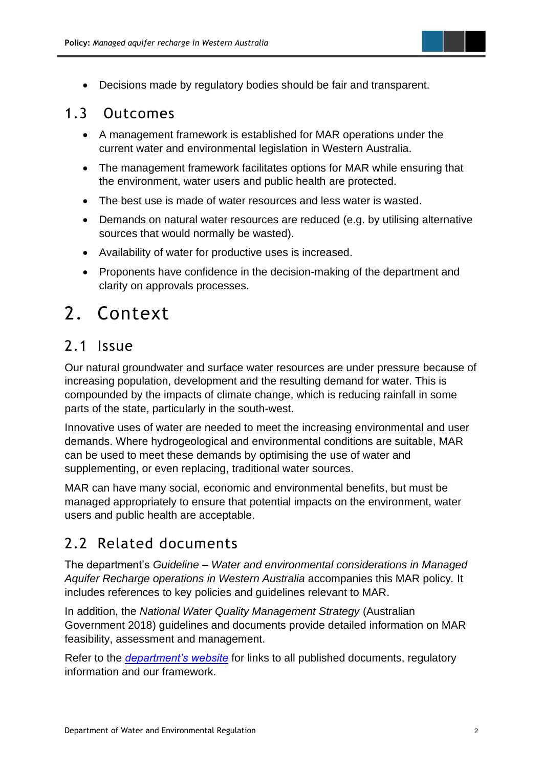- Decisions made by regulatory bodies should be fair and transparent.

## 1.3 Outcomes

- A management framework is established for MAR operations under the current water and environmental legislation in Western Australia.
- The management framework facilitates options for MAR while ensuring that the environment, water users and public health are protected.
- The best use is made of water resources and less water is wasted.
- Demands on natural water resources are reduced (e.g. by utilising alternative sources that would normally be wasted).
- Availability of water for productive uses is increased.
- Proponents have confidence in the decision-making of the department and clarity on approvals processes.

# 2. Context

## 2.1 Issue

Our natural groundwater and surface water resources are under pressure because of increasing population, development and the resulting demand for water. This is compounded by the impacts of climate change, which is reducing rainfall in some parts of the state, particularly in the south-west.

Innovative uses of water are needed to meet the increasing environmental and user demands. Where hydrogeological and environmental conditions are suitable, MAR can be used to meet these demands by optimising the use of water and supplementing, or even replacing, traditional water sources.

MAR can have many social, economic and environmental benefits, but must be managed appropriately to ensure that potential impacts on the environment, water users and public health are acceptable.

## 2.2 Related documents

The department's *Guideline – Water and environmental considerations in Managed Aquifer Recharge operations in Western Australia* accompanies this MAR policy. It includes references to key policies and guidelines relevant to MAR.

In addition, the *National Water Quality Management Strategy* (Australian Government 2018) guidelines and documents provide detailed information on MAR feasibility, assessment and management.

Refer to the *department's website* for links to all published documents, regulatory information and our framework.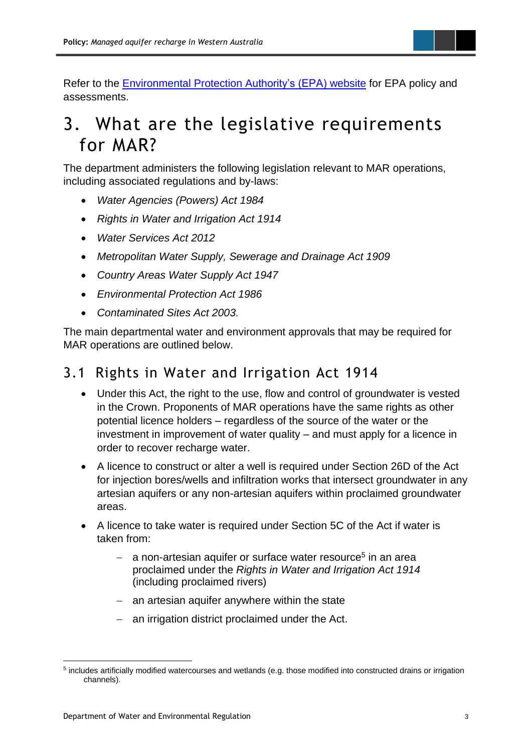Refer to the [Environmental Protection Authority's (EPA) website] for EPA policy and assessments.

# 3. What are the legislative requirements for MAR?

The department administers the following legislation relevant to MAR operations, including associated regulations and by-laws:

- *Water Agencies (Powers) Act 1984*
- *Rights in Water and Irrigation Act 1914*
- *Water Services Act 2012*
- *Metropolitan Water Supply, Sewerage and Drainage Act 1909*
- *Country Areas Water Supply Act 1947*
- *Environmental Protection Act 1986*
- *Contaminated Sites Act 2003.*

The main departmental water and environment approvals that may be required for MAR operations are outlined below.

## 3.1 Rights in Water and Irrigation Act 1914

- Under this Act, the right to the use, flow and control of groundwater is vested in the Crown. Proponents of MAR operations have the same rights as other potential licence holders – regardless of the source of the water or the investment in improvement of water quality – and must apply for a licence in order to recover recharge water.
- A licence to construct or alter a well is required under Section 26D of the Act for injection bores/wells and infiltration works that intersect groundwater in any artesian aquifers or any non-artesian aquifers within proclaimed groundwater areas.
- A licence to take water is required under Section 5C of the Act if water is taken from:
  - a non-artesian aquifer or surface water resource[5] in an area proclaimed under the *Rights in Water and Irrigation Act 1914* (including proclaimed rivers)
  - an artesian aquifer anywhere within the state
  - an irrigation district proclaimed under the Act.

[5] includes artificially modified watercourses and wetlands (e.g. those modified into constructed drains or irrigation channels).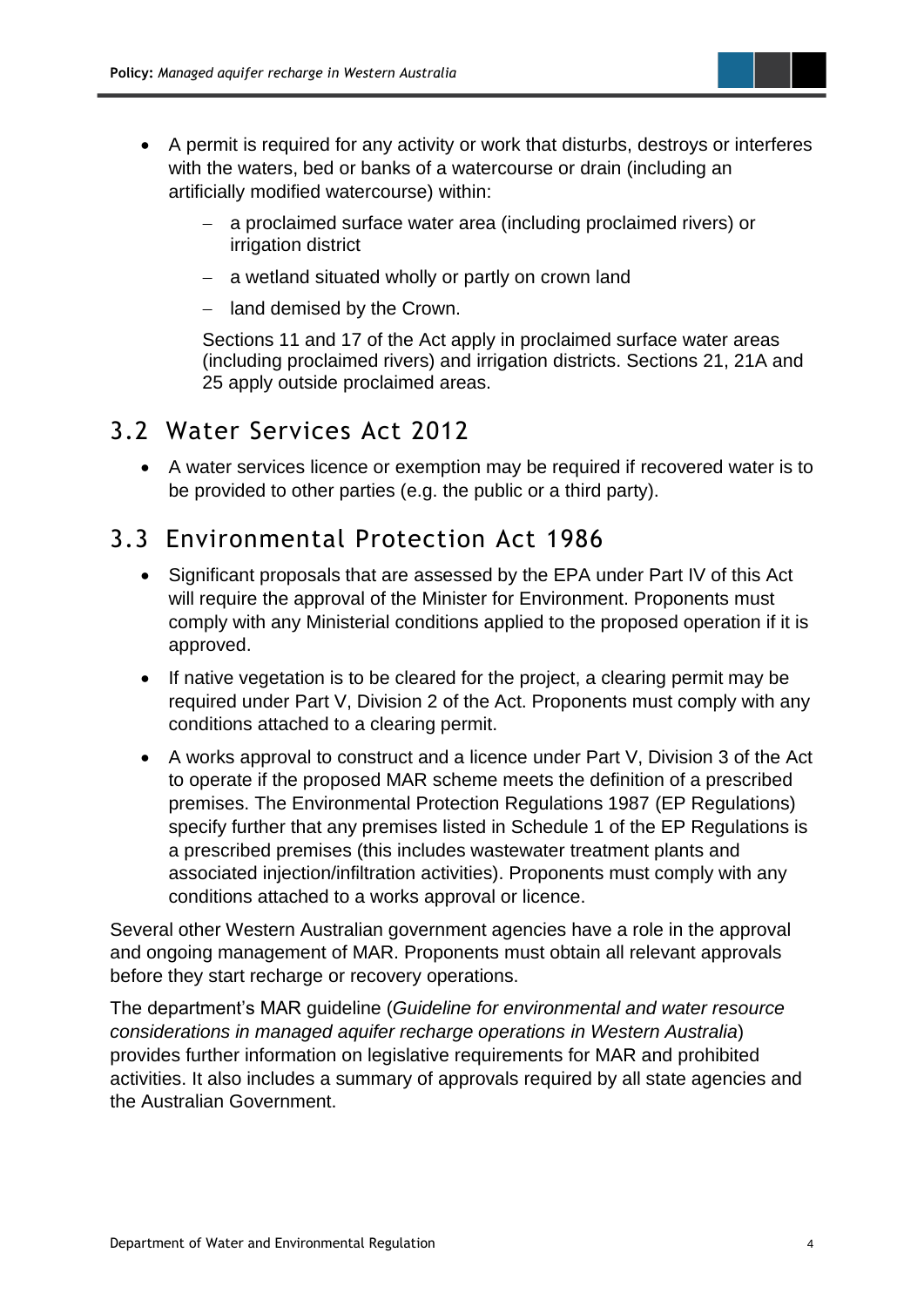- A permit is required for any activity or work that disturbs, destroys or interferes with the waters, bed or banks of a watercourse or drain (including an artificially modified watercourse) within:
  - a proclaimed surface water area (including proclaimed rivers) or irrigation district
  - a wetland situated wholly or partly on crown land
  - land demised by the Crown.

  Sections 11 and 17 of the Act apply in proclaimed surface water areas (including proclaimed rivers) and irrigation districts. Sections 21, 21A and 25 apply outside proclaimed areas.

## 3.2 Water Services Act 2012

- A water services licence or exemption may be required if recovered water is to be provided to other parties (e.g. the public or a third party).

## 3.3 Environmental Protection Act 1986

- Significant proposals that are assessed by the EPA under Part IV of this Act will require the approval of the Minister for Environment. Proponents must comply with any Ministerial conditions applied to the proposed operation if it is approved.
- If native vegetation is to be cleared for the project, a clearing permit may be required under Part V, Division 2 of the Act. Proponents must comply with any conditions attached to a clearing permit.
- A works approval to construct and a licence under Part V, Division 3 of the Act to operate if the proposed MAR scheme meets the definition of a prescribed premises. The Environmental Protection Regulations 1987 (EP Regulations) specify further that any premises listed in Schedule 1 of the EP Regulations is a prescribed premises (this includes wastewater treatment plants and associated injection/infiltration activities). Proponents must comply with any conditions attached to a works approval or licence.

Several other Western Australian government agencies have a role in the approval and ongoing management of MAR. Proponents must obtain all relevant approvals before they start recharge or recovery operations.

The department's MAR guideline (*Guideline for environmental and water resource considerations in managed aquifer recharge operations in Western Australia*) provides further information on legislative requirements for MAR and prohibited activities. It also includes a summary of approvals required by all state agencies and the Australian Government.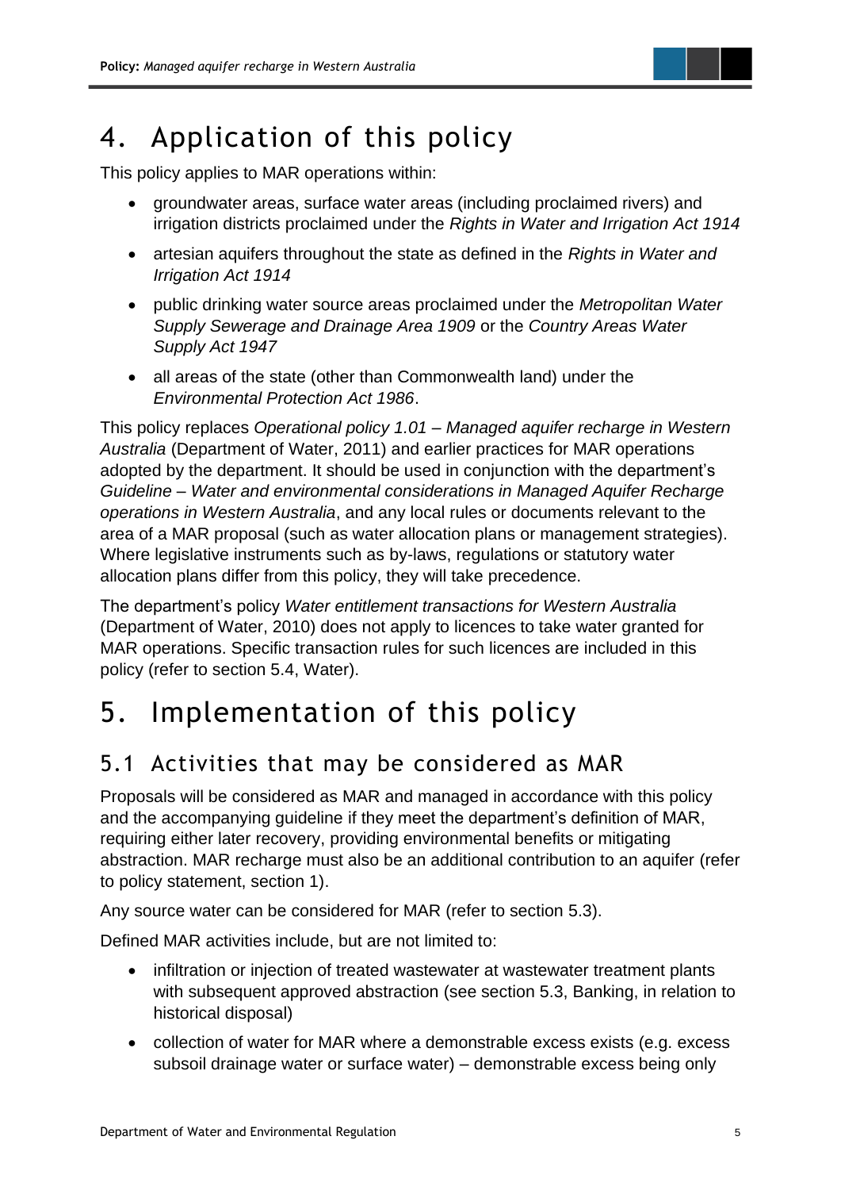# 4. Application of this policy

This policy applies to MAR operations within:

- groundwater areas, surface water areas (including proclaimed rivers) and irrigation districts proclaimed under the *Rights in Water and Irrigation Act 1914*
- artesian aquifers throughout the state as defined in the *Rights in Water and Irrigation Act 1914*
- public drinking water source areas proclaimed under the *Metropolitan Water Supply Sewerage and Drainage Area 1909* or the *Country Areas Water Supply Act 1947*
- all areas of the state (other than Commonwealth land) under the *Environmental Protection Act 1986*.

This policy replaces *Operational policy 1.01 – Managed aquifer recharge in Western Australia* (Department of Water, 2011) and earlier practices for MAR operations adopted by the department. It should be used in conjunction with the department's *Guideline – Water and environmental considerations in Managed Aquifer Recharge operations in Western Australia*, and any local rules or documents relevant to the area of a MAR proposal (such as water allocation plans or management strategies). Where legislative instruments such as by-laws, regulations or statutory water allocation plans differ from this policy, they will take precedence.

The department's policy *Water entitlement transactions for Western Australia* (Department of Water, 2010) does not apply to licences to take water granted for MAR operations. Specific transaction rules for such licences are included in this policy (refer to section 5.4, Water).

# 5. Implementation of this policy

## 5.1 Activities that may be considered as MAR

Proposals will be considered as MAR and managed in accordance with this policy and the accompanying guideline if they meet the department's definition of MAR, requiring either later recovery, providing environmental benefits or mitigating abstraction. MAR recharge must also be an additional contribution to an aquifer (refer to policy statement, section 1).

Any source water can be considered for MAR (refer to section 5.3).

Defined MAR activities include, but are not limited to:

- infiltration or injection of treated wastewater at wastewater treatment plants with subsequent approved abstraction (see section 5.3, Banking, in relation to historical disposal)
- collection of water for MAR where a demonstrable excess exists (e.g. excess subsoil drainage water or surface water) – demonstrable excess being only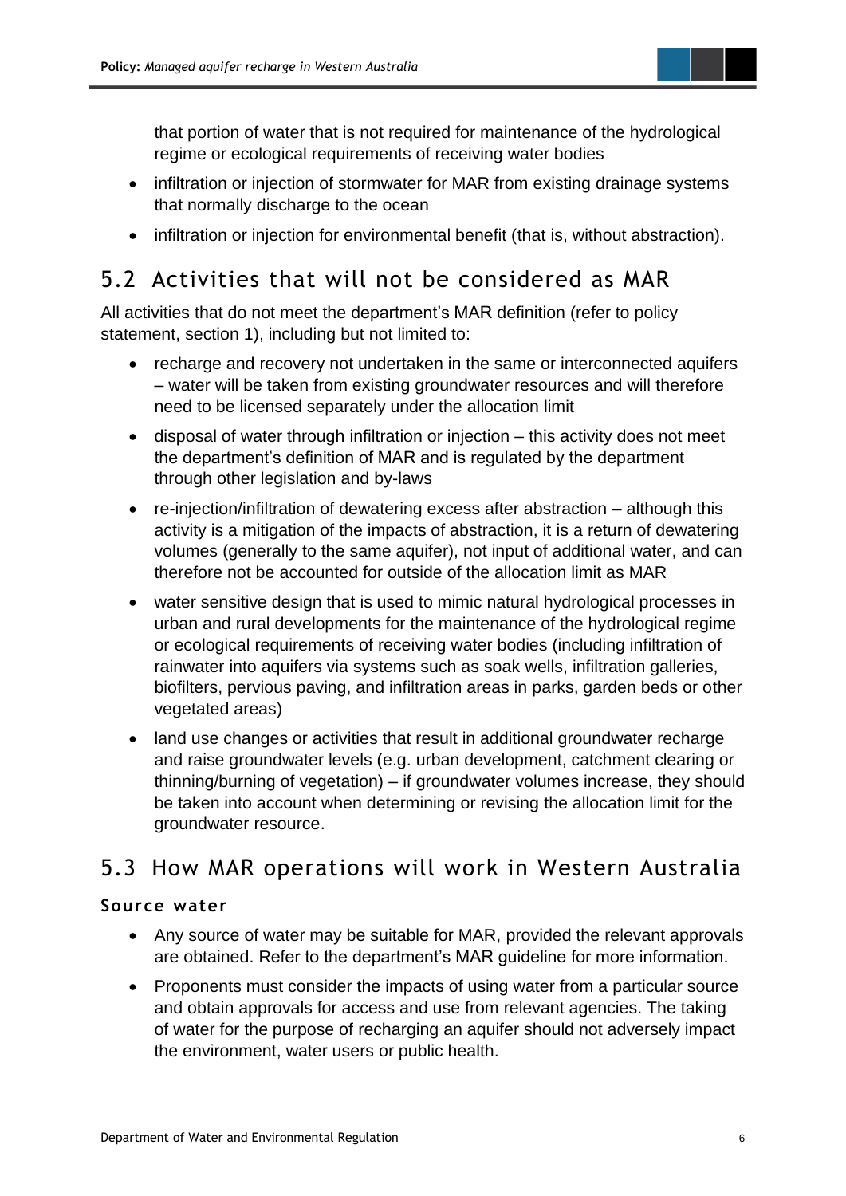that portion of water that is not required for maintenance of the hydrological regime or ecological requirements of receiving water bodies

- infiltration or injection of stormwater for MAR from existing drainage systems that normally discharge to the ocean
- infiltration or injection for environmental benefit (that is, without abstraction).

## 5.2 Activities that will not be considered as MAR

All activities that do not meet the department's MAR definition (refer to policy statement, section 1), including but not limited to:

- recharge and recovery not undertaken in the same or interconnected aquifers – water will be taken from existing groundwater resources and will therefore need to be licensed separately under the allocation limit
- disposal of water through infiltration or injection – this activity does not meet the department's definition of MAR and is regulated by the department through other legislation and by-laws
- re-injection/infiltration of dewatering excess after abstraction – although this activity is a mitigation of the impacts of abstraction, it is a return of dewatering volumes (generally to the same aquifer), not input of additional water, and can therefore not be accounted for outside of the allocation limit as MAR
- water sensitive design that is used to mimic natural hydrological processes in urban and rural developments for the maintenance of the hydrological regime or ecological requirements of receiving water bodies (including infiltration of rainwater into aquifers via systems such as soak wells, infiltration galleries, biofilters, pervious paving, and infiltration areas in parks, garden beds or other vegetated areas)
- land use changes or activities that result in additional groundwater recharge and raise groundwater levels (e.g. urban development, catchment clearing or thinning/burning of vegetation) – if groundwater volumes increase, they should be taken into account when determining or revising the allocation limit for the groundwater resource.

## 5.3 How MAR operations will work in Western Australia

### Source water

- Any source of water may be suitable for MAR, provided the relevant approvals are obtained. Refer to the department's MAR guideline for more information.
- Proponents must consider the impacts of using water from a particular source and obtain approvals for access and use from relevant agencies. The taking of water for the purpose of recharging an aquifer should not adversely impact the environment, water users or public health.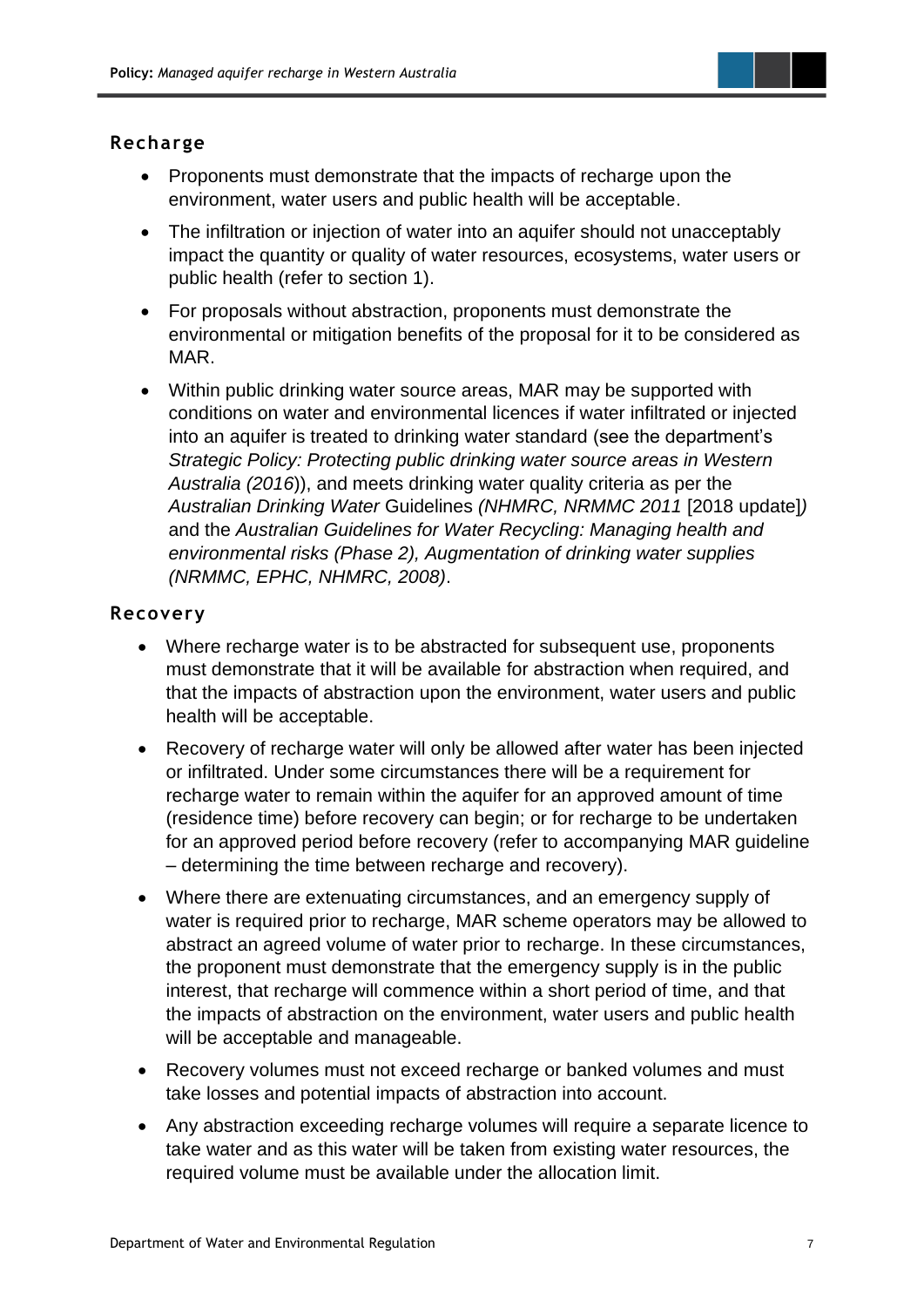### Recharge

- Proponents must demonstrate that the impacts of recharge upon the environment, water users and public health will be acceptable.
- The infiltration or injection of water into an aquifer should not unacceptably impact the quantity or quality of water resources, ecosystems, water users or public health (refer to section 1).
- For proposals without abstraction, proponents must demonstrate the environmental or mitigation benefits of the proposal for it to be considered as MAR.
- Within public drinking water source areas, MAR may be supported with conditions on water and environmental licences if water infiltrated or injected into an aquifer is treated to drinking water standard (see the department's *Strategic Policy: Protecting public drinking water source areas in Western Australia (2016)*), and meets drinking water quality criteria as per the *Australian Drinking Water* Guidelines *(NHMRC, NRMMC 2011* [2018 update]*)* and the *Australian Guidelines for Water Recycling: Managing health and environmental risks (Phase 2), Augmentation of drinking water supplies (NRMMC, EPHC, NHMRC, 2008)*.

### Recovery

- Where recharge water is to be abstracted for subsequent use, proponents must demonstrate that it will be available for abstraction when required, and that the impacts of abstraction upon the environment, water users and public health will be acceptable.
- Recovery of recharge water will only be allowed after water has been injected or infiltrated. Under some circumstances there will be a requirement for recharge water to remain within the aquifer for an approved amount of time (residence time) before recovery can begin; or for recharge to be undertaken for an approved period before recovery (refer to accompanying MAR guideline – determining the time between recharge and recovery).
- Where there are extenuating circumstances, and an emergency supply of water is required prior to recharge, MAR scheme operators may be allowed to abstract an agreed volume of water prior to recharge. In these circumstances, the proponent must demonstrate that the emergency supply is in the public interest, that recharge will commence within a short period of time, and that the impacts of abstraction on the environment, water users and public health will be acceptable and manageable.
- Recovery volumes must not exceed recharge or banked volumes and must take losses and potential impacts of abstraction into account.
- Any abstraction exceeding recharge volumes will require a separate licence to take water and as this water will be taken from existing water resources, the required volume must be available under the allocation limit.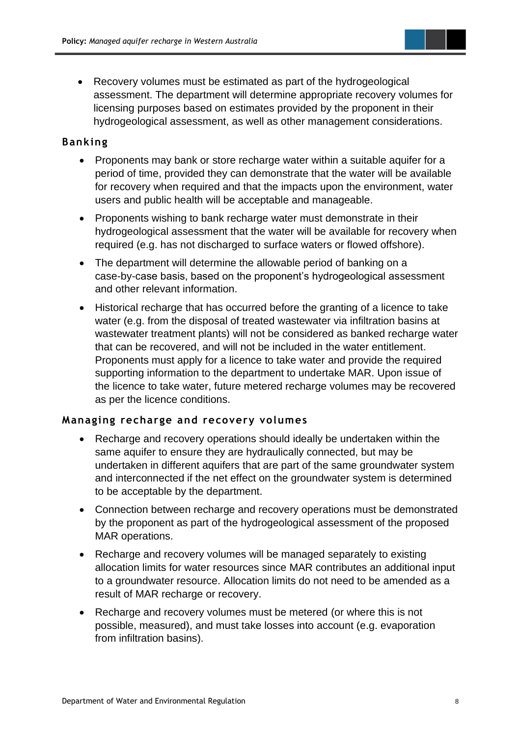- Recovery volumes must be estimated as part of the hydrogeological assessment. The department will determine appropriate recovery volumes for licensing purposes based on estimates provided by the proponent in their hydrogeological assessment, as well as other management considerations.

### Banking

- Proponents may bank or store recharge water within a suitable aquifer for a period of time, provided they can demonstrate that the water will be available for recovery when required and that the impacts upon the environment, water users and public health will be acceptable and manageable.
- Proponents wishing to bank recharge water must demonstrate in their hydrogeological assessment that the water will be available for recovery when required (e.g. has not discharged to surface waters or flowed offshore).
- The department will determine the allowable period of banking on a case-by-case basis, based on the proponent's hydrogeological assessment and other relevant information.
- Historical recharge that has occurred before the granting of a licence to take water (e.g. from the disposal of treated wastewater via infiltration basins at wastewater treatment plants) will not be considered as banked recharge water that can be recovered, and will not be included in the water entitlement. Proponents must apply for a licence to take water and provide the required supporting information to the department to undertake MAR. Upon issue of the licence to take water, future metered recharge volumes may be recovered as per the licence conditions.

### Managing recharge and recovery volumes

- Recharge and recovery operations should ideally be undertaken within the same aquifer to ensure they are hydraulically connected, but may be undertaken in different aquifers that are part of the same groundwater system and interconnected if the net effect on the groundwater system is determined to be acceptable by the department.
- Connection between recharge and recovery operations must be demonstrated by the proponent as part of the hydrogeological assessment of the proposed MAR operations.
- Recharge and recovery volumes will be managed separately to existing allocation limits for water resources since MAR contributes an additional input to a groundwater resource. Allocation limits do not need to be amended as a result of MAR recharge or recovery.
- Recharge and recovery volumes must be metered (or where this is not possible, measured), and must take losses into account (e.g. evaporation from infiltration basins).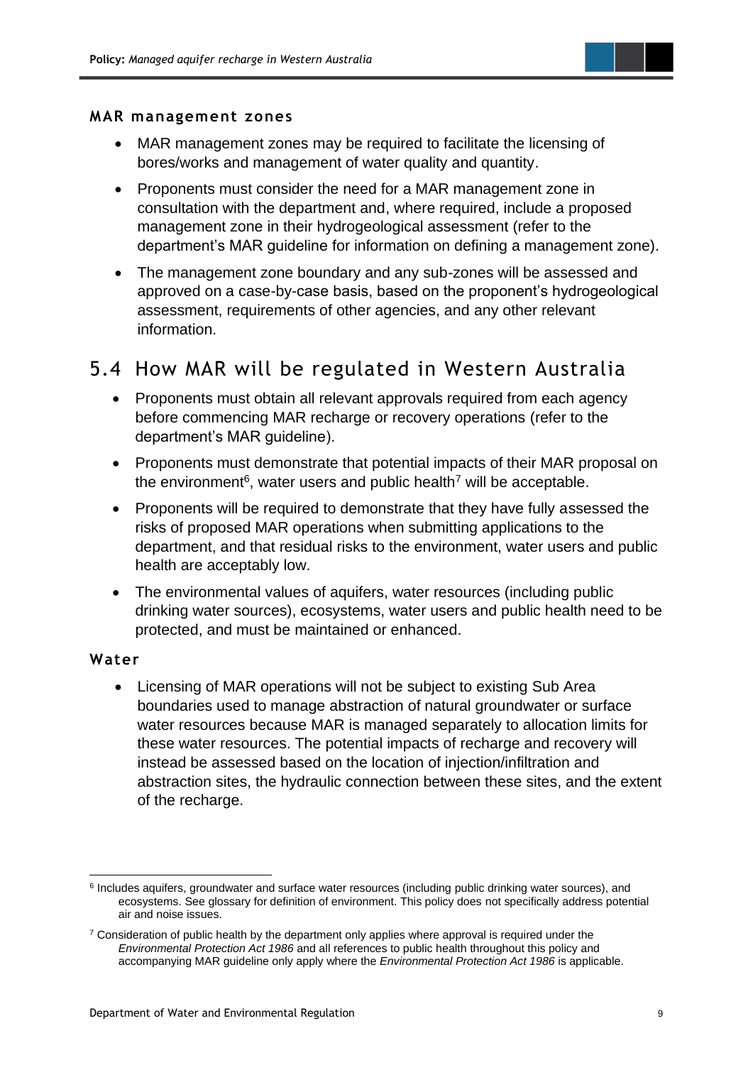### MAR management zones

- MAR management zones may be required to facilitate the licensing of bores/works and management of water quality and quantity.
- Proponents must consider the need for a MAR management zone in consultation with the department and, where required, include a proposed management zone in their hydrogeological assessment (refer to the department's MAR guideline for information on defining a management zone).
- The management zone boundary and any sub-zones will be assessed and approved on a case-by-case basis, based on the proponent's hydrogeological assessment, requirements of other agencies, and any other relevant information.

## 5.4 How MAR will be regulated in Western Australia

- Proponents must obtain all relevant approvals required from each agency before commencing MAR recharge or recovery operations (refer to the department's MAR guideline).
- Proponents must demonstrate that potential impacts of their MAR proposal on the environment[6], water users and public health[7] will be acceptable.
- Proponents will be required to demonstrate that they have fully assessed the risks of proposed MAR operations when submitting applications to the department, and that residual risks to the environment, water users and public health are acceptably low.
- The environmental values of aquifers, water resources (including public drinking water sources), ecosystems, water users and public health need to be protected, and must be maintained or enhanced.

### Water

- Licensing of MAR operations will not be subject to existing Sub Area boundaries used to manage abstraction of natural groundwater or surface water resources because MAR is managed separately to allocation limits for these water resources. The potential impacts of recharge and recovery will instead be assessed based on the location of injection/infiltration and abstraction sites, the hydraulic connection between these sites, and the extent of the recharge.

---

[6] Includes aquifers, groundwater and surface water resources (including public drinking water sources), and ecosystems. See glossary for definition of environment. This policy does not specifically address potential air and noise issues.

[7] Consideration of public health by the department only applies where approval is required under the *Environmental Protection Act 1986* and all references to public health throughout this policy and accompanying MAR guideline only apply where the *Environmental Protection Act 1986* is applicable.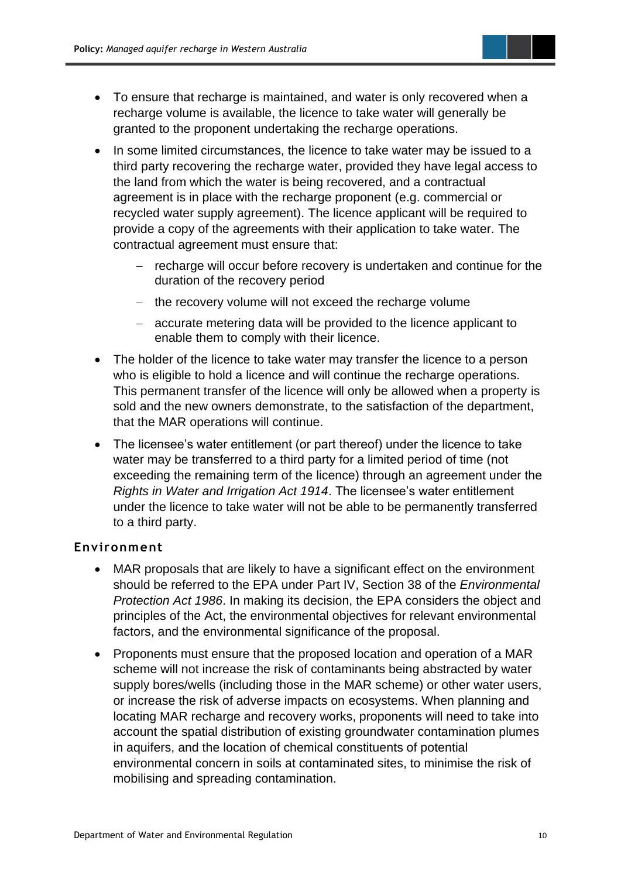- To ensure that recharge is maintained, and water is only recovered when a recharge volume is available, the licence to take water will generally be granted to the proponent undertaking the recharge operations.
- In some limited circumstances, the licence to take water may be issued to a third party recovering the recharge water, provided they have legal access to the land from which the water is being recovered, and a contractual agreement is in place with the recharge proponent (e.g. commercial or recycled water supply agreement). The licence applicant will be required to provide a copy of the agreements with their application to take water. The contractual agreement must ensure that:
  - recharge will occur before recovery is undertaken and continue for the duration of the recovery period
  - the recovery volume will not exceed the recharge volume
  - accurate metering data will be provided to the licence applicant to enable them to comply with their licence.
- The holder of the licence to take water may transfer the licence to a person who is eligible to hold a licence and will continue the recharge operations. This permanent transfer of the licence will only be allowed when a property is sold and the new owners demonstrate, to the satisfaction of the department, that the MAR operations will continue.
- The licensee's water entitlement (or part thereof) under the licence to take water may be transferred to a third party for a limited period of time (not exceeding the remaining term of the licence) through an agreement under the *Rights in Water and Irrigation Act 1914*. The licensee's water entitlement under the licence to take water will not be able to be permanently transferred to a third party.

### Environment

- MAR proposals that are likely to have a significant effect on the environment should be referred to the EPA under Part IV, Section 38 of the *Environmental Protection Act 1986*. In making its decision, the EPA considers the object and principles of the Act, the environmental objectives for relevant environmental factors, and the environmental significance of the proposal.
- Proponents must ensure that the proposed location and operation of a MAR scheme will not increase the risk of contaminants being abstracted by water supply bores/wells (including those in the MAR scheme) or other water users, or increase the risk of adverse impacts on ecosystems. When planning and locating MAR recharge and recovery works, proponents will need to take into account the spatial distribution of existing groundwater contamination plumes in aquifers, and the location of chemical constituents of potential environmental concern in soils at contaminated sites, to minimise the risk of mobilising and spreading contamination.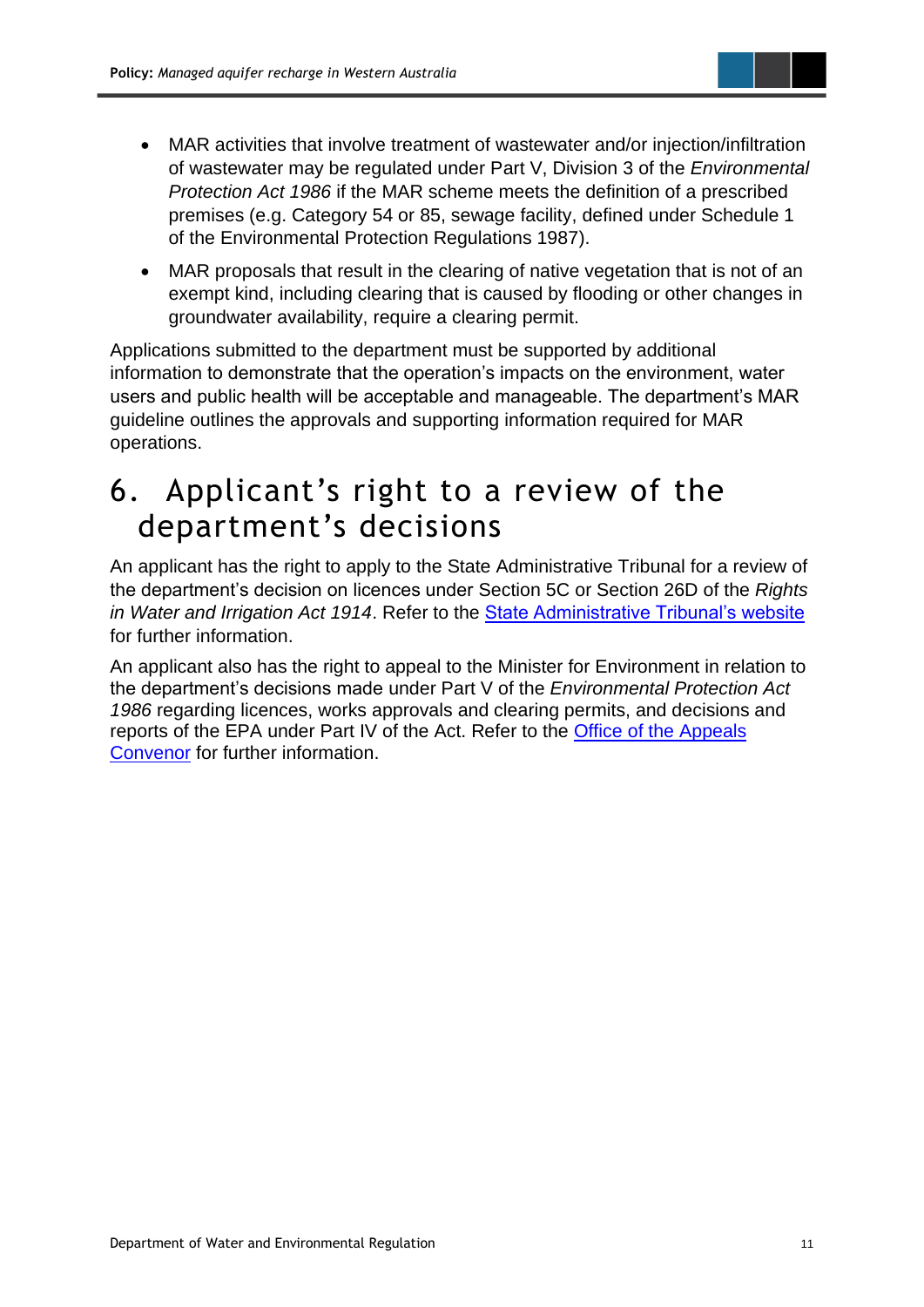- MAR activities that involve treatment of wastewater and/or injection/infiltration of wastewater may be regulated under Part V, Division 3 of the *Environmental Protection Act 1986* if the MAR scheme meets the definition of a prescribed premises (e.g. Category 54 or 85, sewage facility, defined under Schedule 1 of the Environmental Protection Regulations 1987).
- MAR proposals that result in the clearing of native vegetation that is not of an exempt kind, including clearing that is caused by flooding or other changes in groundwater availability, require a clearing permit.

Applications submitted to the department must be supported by additional information to demonstrate that the operation's impacts on the environment, water users and public health will be acceptable and manageable. The department's MAR guideline outlines the approvals and supporting information required for MAR operations.

# 6. Applicant's right to a review of the department's decisions

An applicant has the right to apply to the State Administrative Tribunal for a review of the department's decision on licences under Section 5C or Section 26D of the *Rights in Water and Irrigation Act 1914*. Refer to the State Administrative Tribunal's website for further information.

An applicant also has the right to appeal to the Minister for Environment in relation to the department's decisions made under Part V of the *Environmental Protection Act 1986* regarding licences, works approvals and clearing permits, and decisions and reports of the EPA under Part IV of the Act. Refer to the Office of the Appeals Convenor for further information.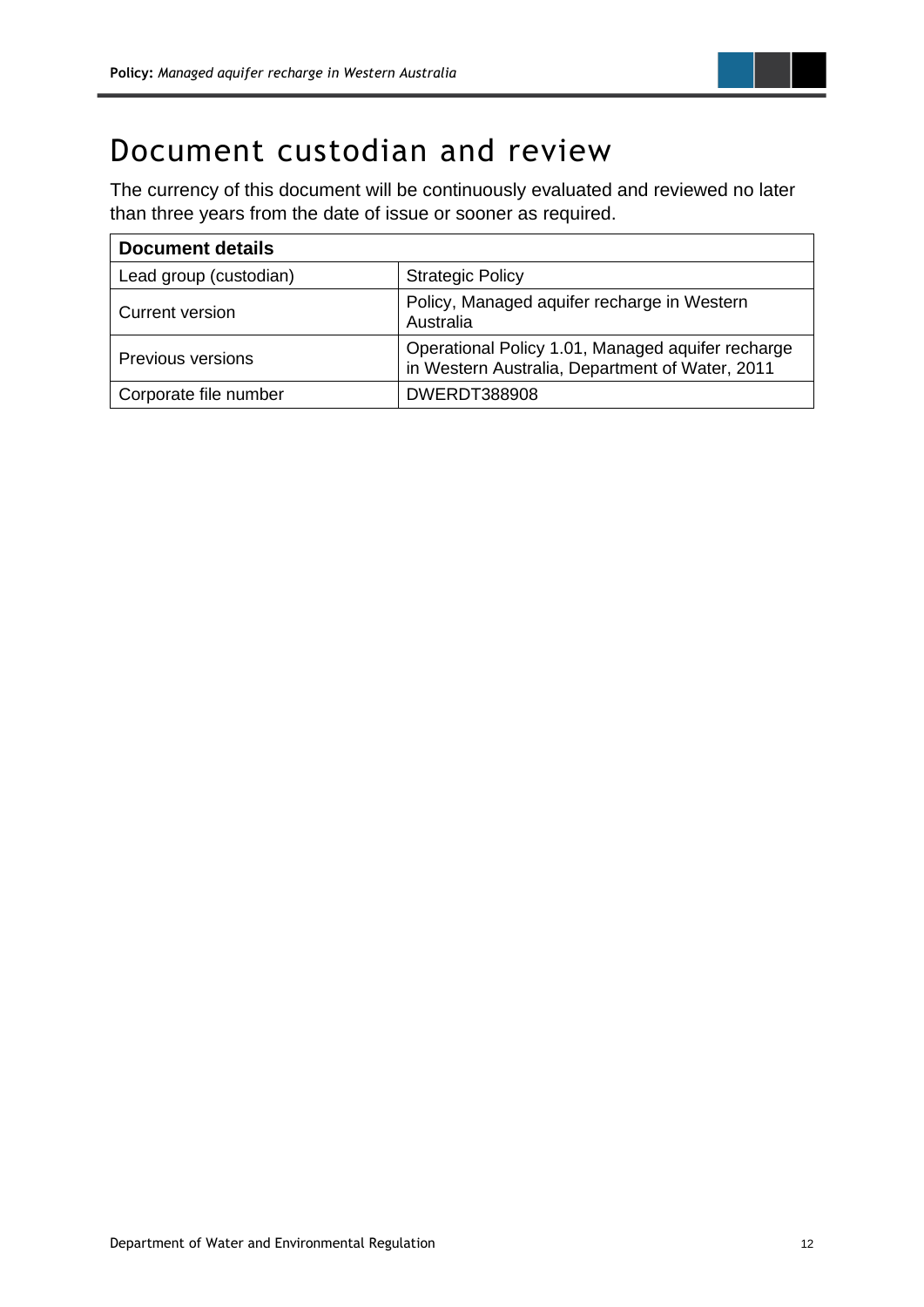# Document custodian and review

The currency of this document will be continuously evaluated and reviewed no later than three years from the date of issue or sooner as required.

| Document details | |
|---|---|
| Lead group (custodian) | Strategic Policy |
| Current version | Policy, Managed aquifer recharge in Western Australia |
| Previous versions | Operational Policy 1.01, Managed aquifer recharge in Western Australia, Department of Water, 2011 |
| Corporate file number | DWERDT388908 |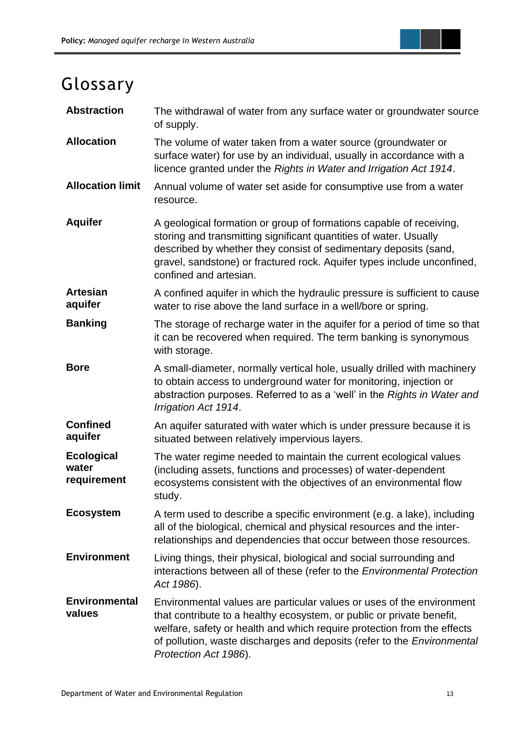# Glossary

| | |
|---|---|
| **Abstraction** | The withdrawal of water from any surface water or groundwater source of supply. |
| **Allocation** | The volume of water taken from a water source (groundwater or surface water) for use by an individual, usually in accordance with a licence granted under the *Rights in Water and Irrigation Act 1914*. |
| **Allocation limit** | Annual volume of water set aside for consumptive use from a water resource. |
| **Aquifer** | A geological formation or group of formations capable of receiving, storing and transmitting significant quantities of water. Usually described by whether they consist of sedimentary deposits (sand, gravel, sandstone) or fractured rock. Aquifer types include unconfined, confined and artesian. |
| **Artesian aquifer** | A confined aquifer in which the hydraulic pressure is sufficient to cause water to rise above the land surface in a well/bore or spring. |
| **Banking** | The storage of recharge water in the aquifer for a period of time so that it can be recovered when required. The term banking is synonymous with storage. |
| **Bore** | A small-diameter, normally vertical hole, usually drilled with machinery to obtain access to underground water for monitoring, injection or abstraction purposes. Referred to as a 'well' in the *Rights in Water and Irrigation Act 1914*. |
| **Confined aquifer** | An aquifer saturated with water which is under pressure because it is situated between relatively impervious layers. |
| **Ecological water requirement** | The water regime needed to maintain the current ecological values (including assets, functions and processes) of water-dependent ecosystems consistent with the objectives of an environmental flow study. |
| **Ecosystem** | A term used to describe a specific environment (e.g. a lake), including all of the biological, chemical and physical resources and the inter-relationships and dependencies that occur between those resources. |
| **Environment** | Living things, their physical, biological and social surrounding and interactions between all of these (refer to the *Environmental Protection Act 1986*). |
| **Environmental values** | Environmental values are particular values or uses of the environment that contribute to a healthy ecosystem, or public or private benefit, welfare, safety or health and which require protection from the effects of pollution, waste discharges and deposits (refer to the *Environmental Protection Act 1986*). |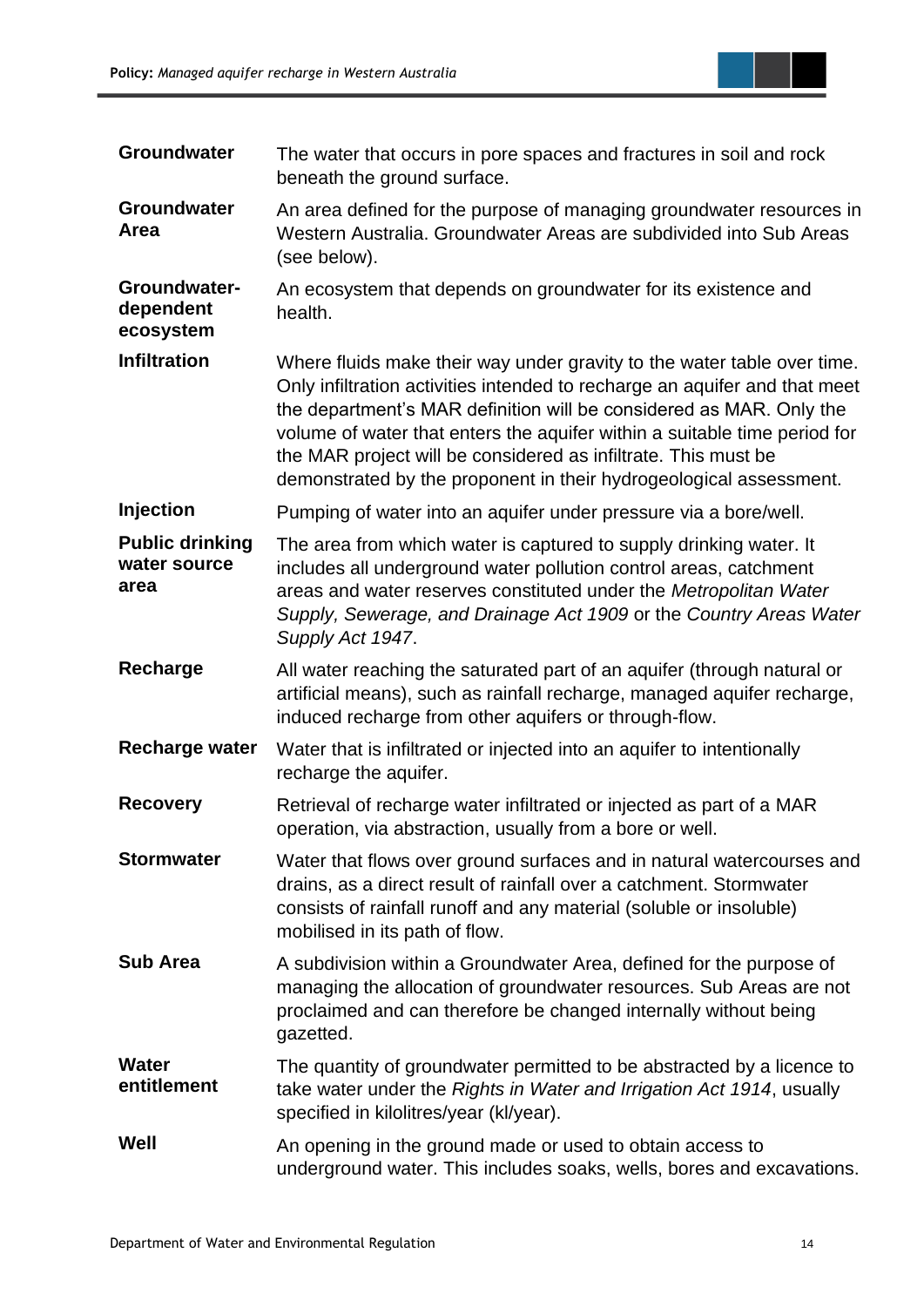| | |
|---|---|
| **Groundwater** | The water that occurs in pore spaces and fractures in soil and rock beneath the ground surface. |
| **Groundwater Area** | An area defined for the purpose of managing groundwater resources in Western Australia. Groundwater Areas are subdivided into Sub Areas (see below). |
| **Groundwater-dependent ecosystem** | An ecosystem that depends on groundwater for its existence and health. |
| **Infiltration** | Where fluids make their way under gravity to the water table over time. Only infiltration activities intended to recharge an aquifer and that meet the department's MAR definition will be considered as MAR. Only the volume of water that enters the aquifer within a suitable time period for the MAR project will be considered as infiltrate. This must be demonstrated by the proponent in their hydrogeological assessment. |
| **Injection** | Pumping of water into an aquifer under pressure via a bore/well. |
| **Public drinking water source area** | The area from which water is captured to supply drinking water. It includes all underground water pollution control areas, catchment areas and water reserves constituted under the *Metropolitan Water Supply, Sewerage, and Drainage Act 1909* or the *Country Areas Water Supply Act 1947*. |
| **Recharge** | All water reaching the saturated part of an aquifer (through natural or artificial means), such as rainfall recharge, managed aquifer recharge, induced recharge from other aquifers or through-flow. |
| **Recharge water** | Water that is infiltrated or injected into an aquifer to intentionally recharge the aquifer. |
| **Recovery** | Retrieval of recharge water infiltrated or injected as part of a MAR operation, via abstraction, usually from a bore or well. |
| **Stormwater** | Water that flows over ground surfaces and in natural watercourses and drains, as a direct result of rainfall over a catchment. Stormwater consists of rainfall runoff and any material (soluble or insoluble) mobilised in its path of flow. |
| **Sub Area** | A subdivision within a Groundwater Area, defined for the purpose of managing the allocation of groundwater resources. Sub Areas are not proclaimed and can therefore be changed internally without being gazetted. |
| **Water entitlement** | The quantity of groundwater permitted to be abstracted by a licence to take water under the *Rights in Water and Irrigation Act 1914*, usually specified in kilolitres/year (kl/year). |
| **Well** | An opening in the ground made or used to obtain access to underground water. This includes soaks, wells, bores and excavations. |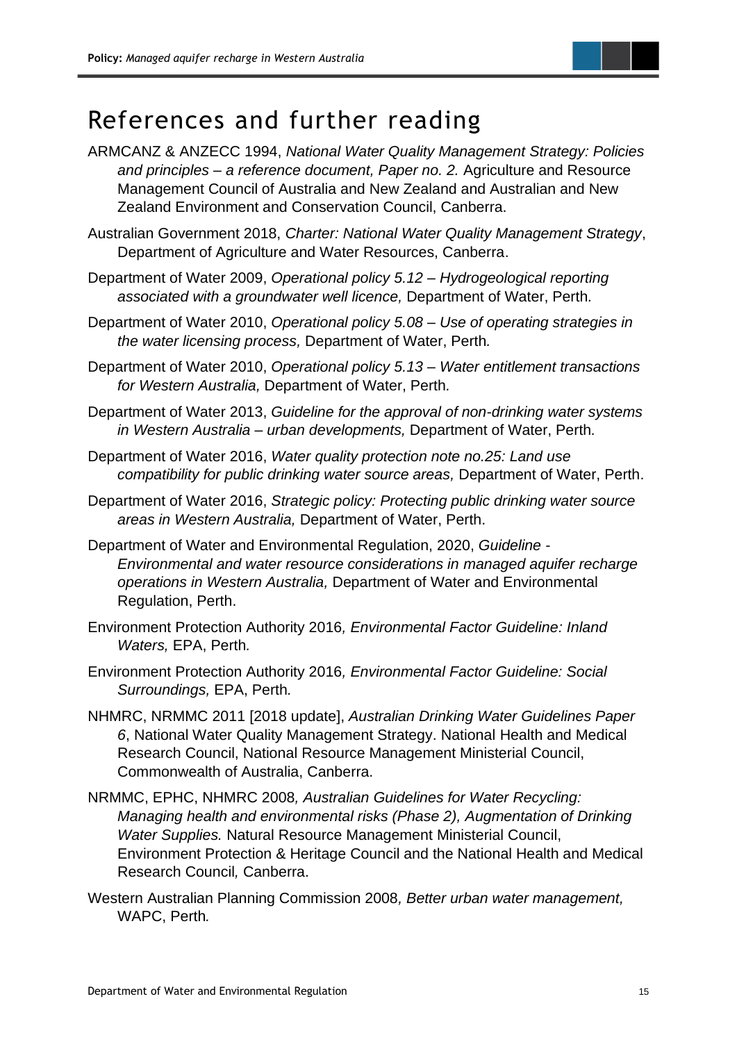# References and further reading

ARMCANZ & ANZECC 1994, *National Water Quality Management Strategy: Policies and principles – a reference document, Paper no. 2.* Agriculture and Resource Management Council of Australia and New Zealand and Australian and New Zealand Environment and Conservation Council, Canberra.

Australian Government 2018, *Charter: National Water Quality Management Strategy*, Department of Agriculture and Water Resources, Canberra.

Department of Water 2009, *Operational policy 5.12 – Hydrogeological reporting associated with a groundwater well licence,* Department of Water, Perth.

Department of Water 2010, *Operational policy 5.08 – Use of operating strategies in the water licensing process,* Department of Water, Perth.

Department of Water 2010, *Operational policy 5.13 – Water entitlement transactions for Western Australia,* Department of Water, Perth.

Department of Water 2013, *Guideline for the approval of non-drinking water systems in Western Australia – urban developments,* Department of Water, Perth.

Department of Water 2016, *Water quality protection note no.25: Land use compatibility for public drinking water source areas,* Department of Water, Perth.

Department of Water 2016, *Strategic policy: Protecting public drinking water source areas in Western Australia,* Department of Water, Perth.

Department of Water and Environmental Regulation, 2020, *Guideline - Environmental and water resource considerations in managed aquifer recharge operations in Western Australia,* Department of Water and Environmental Regulation, Perth.

Environment Protection Authority 2016*, Environmental Factor Guideline: Inland Waters,* EPA, Perth.

Environment Protection Authority 2016*, Environmental Factor Guideline: Social Surroundings,* EPA, Perth.

NHMRC, NRMMC 2011 [2018 update], *Australian Drinking Water Guidelines Paper 6*, National Water Quality Management Strategy. National Health and Medical Research Council, National Resource Management Ministerial Council, Commonwealth of Australia, Canberra.

NRMMC, EPHC, NHMRC 2008*, Australian Guidelines for Water Recycling: Managing health and environmental risks (Phase 2), Augmentation of Drinking Water Supplies.* Natural Resource Management Ministerial Council, Environment Protection & Heritage Council and the National Health and Medical Research Council*,* Canberra.

Western Australian Planning Commission 2008*, Better urban water management,* WAPC, Perth.